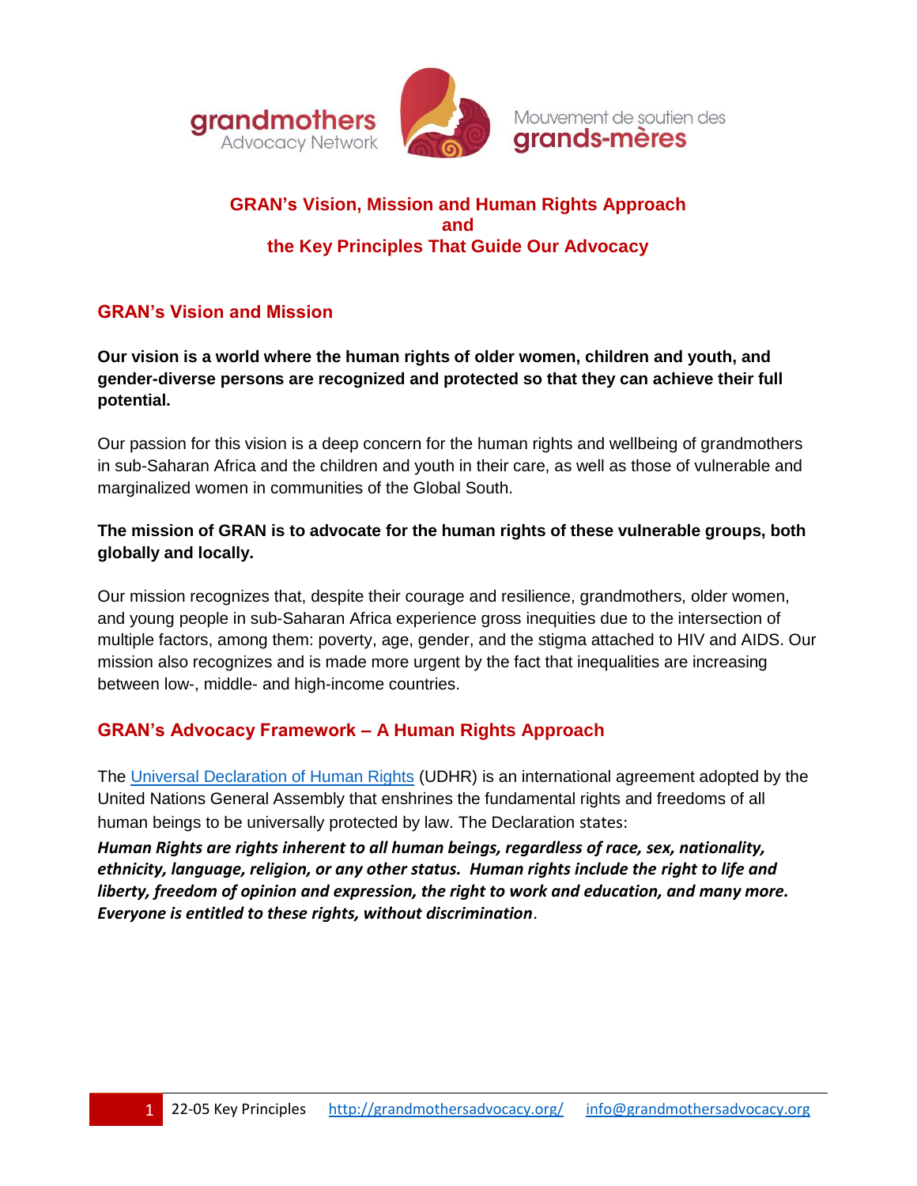grandmothers Advocacy Network

Mouvement de soutien des grands-mères

# GRAN's Vision, Mission and Human Rights Approach and the Key Principles That Guide Our Advocacy

## GRAN's Vision and Mission

**Our vision is a world where the human rights of older women, children and youth, and gender-diverse persons are recognized and protected so that they can achieve their full potential.**

Our passion for this vision is a deep concern for the human rights and wellbeing of grandmothers in sub-Saharan Africa and the children and youth in their care, as well as those of vulnerable and marginalized women in communities of the Global South.

**The mission of GRAN is to advocate for the human rights of these vulnerable groups, both globally and locally.**

Our mission recognizes that, despite their courage and resilience, grandmothers, older women, and young people in sub-Saharan Africa experience gross inequities due to the intersection of multiple factors, among them: poverty, age, gender, and the stigma attached to HIV and AIDS. Our mission also recognizes and is made more urgent by the fact that inequalities are increasing between low-, middle- and high-income countries.

## GRAN's Advocacy Framework – A Human Rights Approach

The Universal Declaration of Human Rights (UDHR) is an international agreement adopted by the United Nations General Assembly that enshrines the fundamental rights and freedoms of all human beings to be universally protected by law. The Declaration states:

***Human Rights are rights inherent to all human beings, regardless of race, sex, nationality, ethnicity, language, religion, or any other status. Human rights include the right to life and liberty, freedom of opinion and expression, the right to work and education, and many more. Everyone is entitled to these rights, without discrimination***.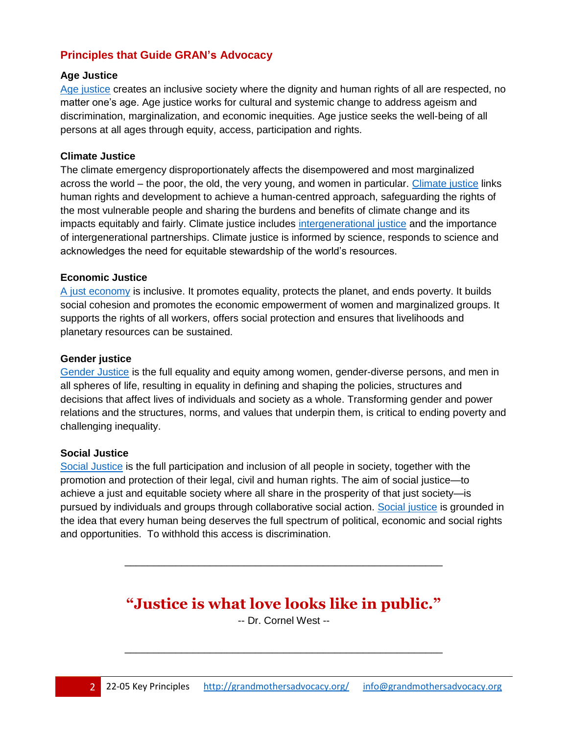## Principles that Guide GRAN's Advocacy

### Age Justice

Age justice creates an inclusive society where the dignity and human rights of all are respected, no matter one's age. Age justice works for cultural and systemic change to address ageism and discrimination, marginalization, and economic inequities. Age justice seeks the well-being of all persons at all ages through equity, access, participation and rights.

### Climate Justice

The climate emergency disproportionately affects the disempowered and most marginalized across the world – the poor, the old, the very young, and women in particular. Climate justice links human rights and development to achieve a human-centred approach, safeguarding the rights of the most vulnerable people and sharing the burdens and benefits of climate change and its impacts equitably and fairly. Climate justice includes intergenerational justice and the importance of intergenerational partnerships. Climate justice is informed by science, responds to science and acknowledges the need for equitable stewardship of the world's resources.

### Economic Justice

A just economy is inclusive. It promotes equality, protects the planet, and ends poverty. It builds social cohesion and promotes the economic empowerment of women and marginalized groups. It supports the rights of all workers, offers social protection and ensures that livelihoods and planetary resources can be sustained.

### Gender justice

Gender Justice is the full equality and equity among women, gender-diverse persons, and men in all spheres of life, resulting in equality in defining and shaping the policies, structures and decisions that affect lives of individuals and society as a whole. Transforming gender and power relations and the structures, norms, and values that underpin them, is critical to ending poverty and challenging inequality.

### Social Justice

Social Justice is the full participation and inclusion of all people in society, together with the promotion and protection of their legal, civil and human rights. The aim of social justice—to achieve a just and equitable society where all share in the prosperity of that just society—is pursued by individuals and groups through collaborative social action. Social justice is grounded in the idea that every human being deserves the full spectrum of political, economic and social rights and opportunities. To withhold this access is discrimination.

---

**"Justice is what love looks like in public."**

-- Dr. Cornel West --

---